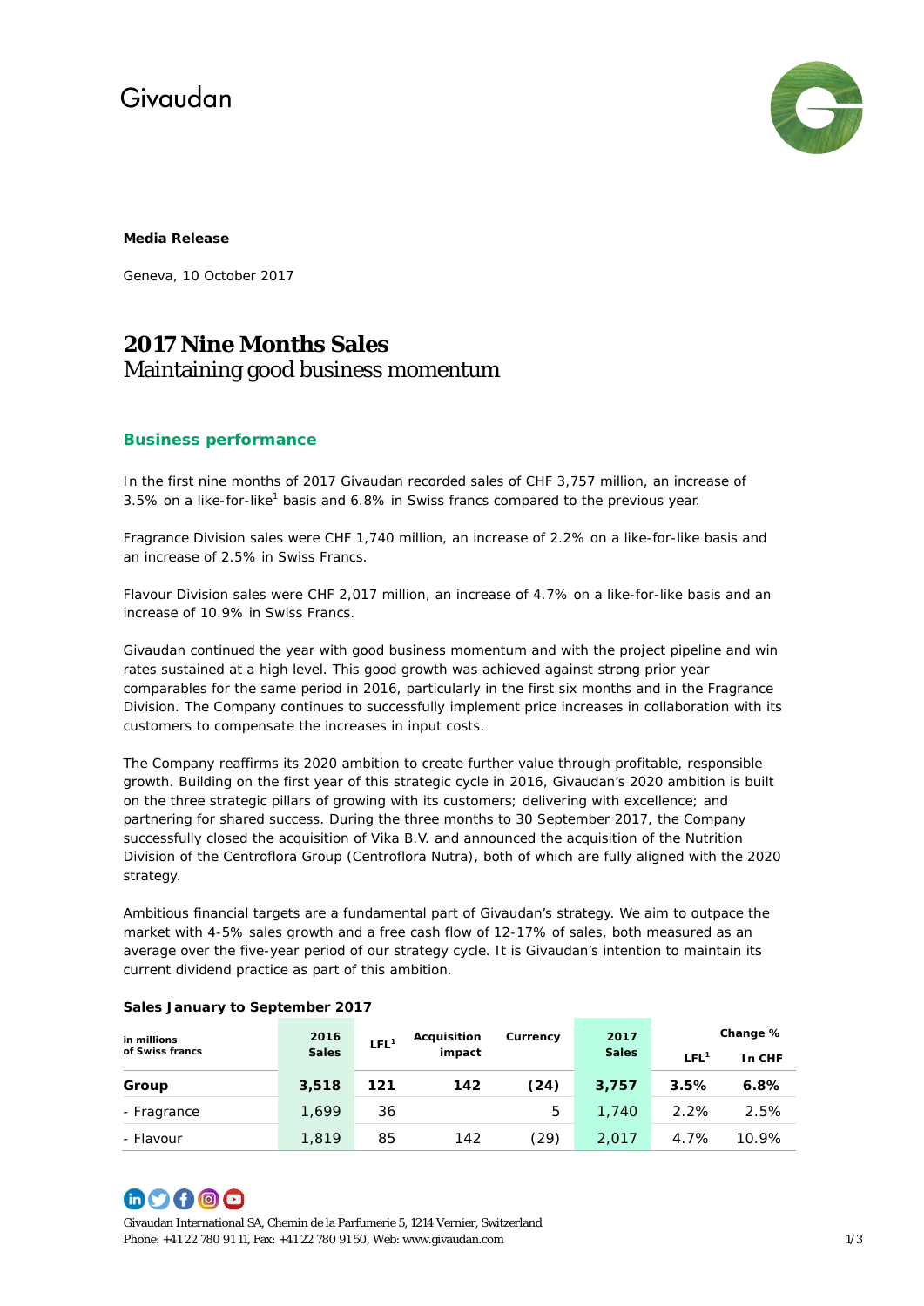Givaudan

**Media Release**

Geneva, 10 October 2017

# 2017 Nine Months Sales

## Maintaining good business momentum

### Business performance

In the first nine months of 2017 Givaudan recorded sales of CHF 3,757 million, an increase of 3.5% on a like-for-like[1] basis and 6.8% in Swiss francs compared to the previous year.

Fragrance Division sales were CHF 1,740 million, an increase of 2.2% on a like-for-like basis and an increase of 2.5% in Swiss Francs.

Flavour Division sales were CHF 2,017 million, an increase of 4.7% on a like-for-like basis and an increase of 10.9% in Swiss Francs.

Givaudan continued the year with good business momentum and with the project pipeline and win rates sustained at a high level. This good growth was achieved against strong prior year comparables for the same period in 2016, particularly in the first six months and in the Fragrance Division. The Company continues to successfully implement price increases in collaboration with its customers to compensate the increases in input costs.

The Company reaffirms its 2020 ambition to create further value through profitable, responsible growth. Building on the first year of this strategic cycle in 2016, Givaudan's 2020 ambition is built on the three strategic pillars of growing with its customers; delivering with excellence; and partnering for shared success. During the three months to 30 September 2017, the Company successfully closed the acquisition of Vika B.V. and announced the acquisition of the Nutrition Division of the Centroflora Group (Centroflora Nutra), both of which are fully aligned with the 2020 strategy.

Ambitious financial targets are a fundamental part of Givaudan's strategy. We aim to outpace the market with 4-5% sales growth and a free cash flow of 12-17% of sales, both measured as an average over the five-year period of our strategy cycle. It is Givaudan's intention to maintain its current dividend practice as part of this ambition.

**Sales January to September 2017**

| in millions of Swiss francs | 2016 Sales | LFL[1] | Acquisition impact | Currency | 2017 Sales | Change % | |
|---|---|---|---|---|---|---|---|
| | | | | | | LFL[1] | In CHF |
| **Group** | **3,518** | **121** | **142** | **(24)** | **3,757** | **3.5%** | **6.8%** |
| - Fragrance | 1,699 | 36 | | 5 | 1,740 | 2.2% | 2.5% |
| - Flavour | 1,819 | 85 | 142 | (29) | 2,017 | 4.7% | 10.9% |

Givaudan International SA, Chemin de la Parfumerie 5, 1214 Vernier, Switzerland
Phone: +41 22 780 91 11, Fax: +41 22 780 91 50, Web: www.givaudan.com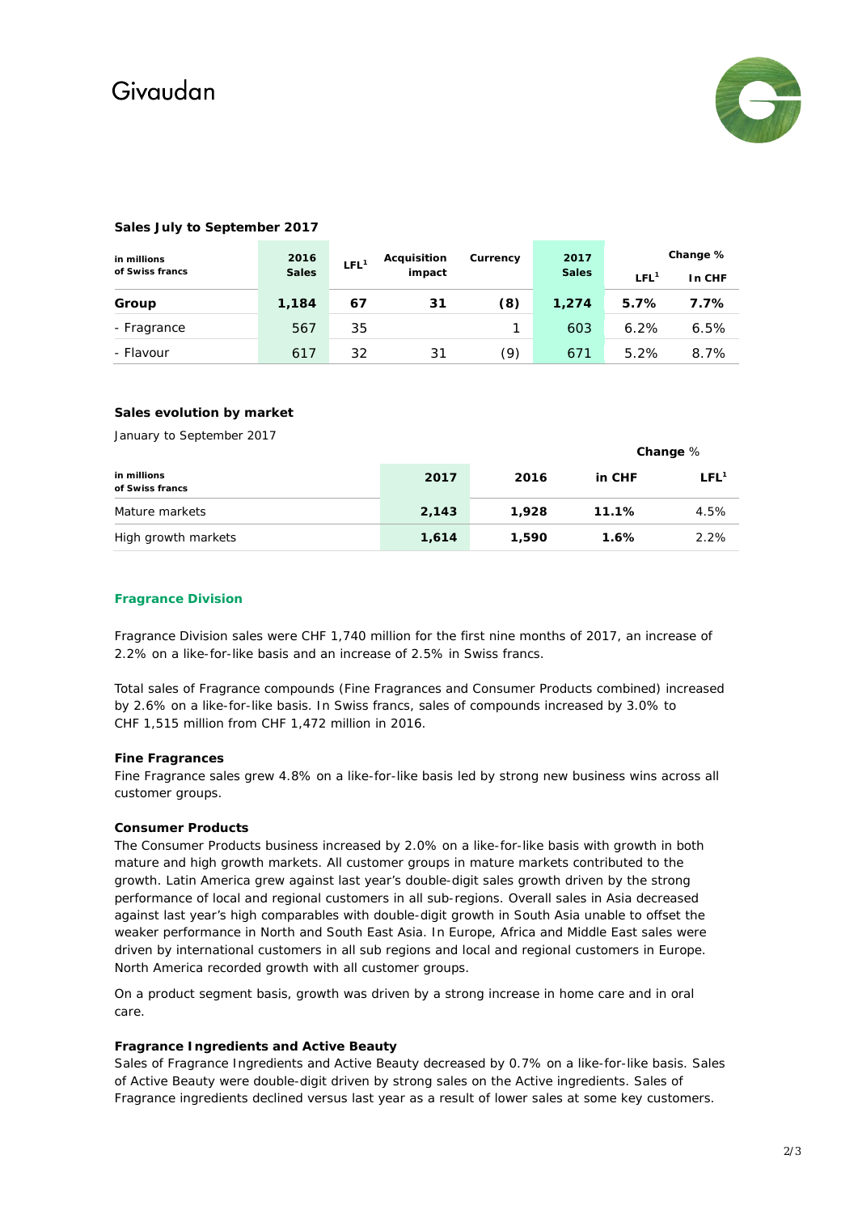Givaudan

**Sales July to September 2017**

| in millions of Swiss francs | 2016 Sales | LFL[1] | Acquisition impact | Currency | 2017 Sales | Change % | |
|---|---|---|---|---|---|---|---|
| | | | | | | LFL[1] | In CHF |
| **Group** | **1,184** | **67** | **31** | **(8)** | **1,274** | **5.7%** | **7.7%** |
| - Fragrance | 567 | 35 | | 1 | 603 | 6.2% | 6.5% |
| - Flavour | 617 | 32 | 31 | (9) | 671 | 5.2% | 8.7% |

**Sales evolution by market**

January to September 2017

| in millions of Swiss francs | 2017 | 2016 | Change % | |
|---|---|---|---|---|
| | | | in CHF | LFL[1] |
| Mature markets | **2,143** | **1,928** | **11.1%** | 4.5% |
| High growth markets | **1,614** | **1,590** | **1.6%** | 2.2% |

## Fragrance Division

Fragrance Division sales were CHF 1,740 million for the first nine months of 2017, an increase of 2.2% on a like-for-like basis and an increase of 2.5% in Swiss francs.

Total sales of Fragrance compounds (Fine Fragrances and Consumer Products combined) increased by 2.6% on a like-for-like basis. In Swiss francs, sales of compounds increased by 3.0% to CHF 1,515 million from CHF 1,472 million in 2016.

**Fine Fragrances**

Fine Fragrance sales grew 4.8% on a like-for-like basis led by strong new business wins across all customer groups.

**Consumer Products**

The Consumer Products business increased by 2.0% on a like-for-like basis with growth in both mature and high growth markets. All customer groups in mature markets contributed to the growth. Latin America grew against last year's double-digit sales growth driven by the strong performance of local and regional customers in all sub-regions. Overall sales in Asia decreased against last year's high comparables with double-digit growth in South Asia unable to offset the weaker performance in North and South East Asia. In Europe, Africa and Middle East sales were driven by international customers in all sub regions and local and regional customers in Europe. North America recorded growth with all customer groups.

On a product segment basis, growth was driven by a strong increase in home care and in oral care.

**Fragrance Ingredients and Active Beauty**

Sales of Fragrance Ingredients and Active Beauty decreased by 0.7% on a like-for-like basis. Sales of Active Beauty were double-digit driven by strong sales on the Active ingredients. Sales of Fragrance ingredients declined versus last year as a result of lower sales at some key customers.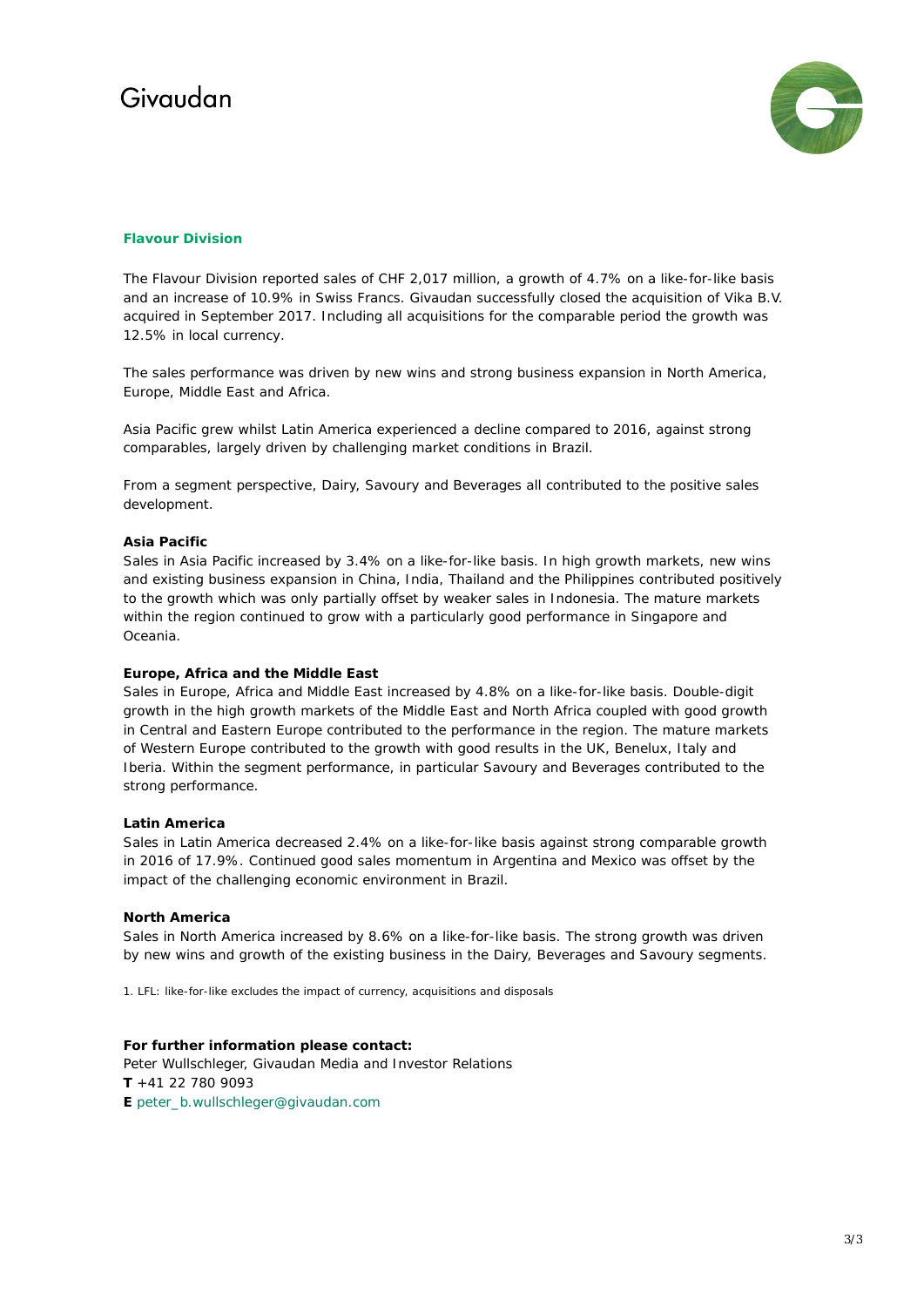## Flavour Division

The Flavour Division reported sales of CHF 2,017 million, a growth of 4.7% on a like-for-like basis and an increase of 10.9% in Swiss Francs. Givaudan successfully closed the acquisition of Vika B.V. acquired in September 2017. Including all acquisitions for the comparable period the growth was 12.5% in local currency.

The sales performance was driven by new wins and strong business expansion in North America, Europe, Middle East and Africa.

Asia Pacific grew whilst Latin America experienced a decline compared to 2016, against strong comparables, largely driven by challenging market conditions in Brazil.

From a segment perspective, Dairy, Savoury and Beverages all contributed to the positive sales development.

**Asia Pacific**

Sales in Asia Pacific increased by 3.4% on a like-for-like basis. In high growth markets, new wins and existing business expansion in China, India, Thailand and the Philippines contributed positively to the growth which was only partially offset by weaker sales in Indonesia. The mature markets within the region continued to grow with a particularly good performance in Singapore and Oceania.

**Europe, Africa and the Middle East**

Sales in Europe, Africa and Middle East increased by 4.8% on a like-for-like basis. Double-digit growth in the high growth markets of the Middle East and North Africa coupled with good growth in Central and Eastern Europe contributed to the performance in the region. The mature markets of Western Europe contributed to the growth with good results in the UK, Benelux, Italy and Iberia. Within the segment performance, in particular Savoury and Beverages contributed to the strong performance.

**Latin America**

Sales in Latin America decreased 2.4% on a like-for-like basis against strong comparable growth in 2016 of 17.9%. Continued good sales momentum in Argentina and Mexico was offset by the impact of the challenging economic environment in Brazil.

**North America**

Sales in North America increased by 8.6% on a like-for-like basis. The strong growth was driven by new wins and growth of the existing business in the Dairy, Beverages and Savoury segments.

1. LFL: like-for-like excludes the impact of currency, acquisitions and disposals

**For further information please contact:**
Peter Wullschleger, Givaudan Media and Investor Relations
**T** +41 22 780 9093
**E** peter_b.wullschleger@givaudan.com